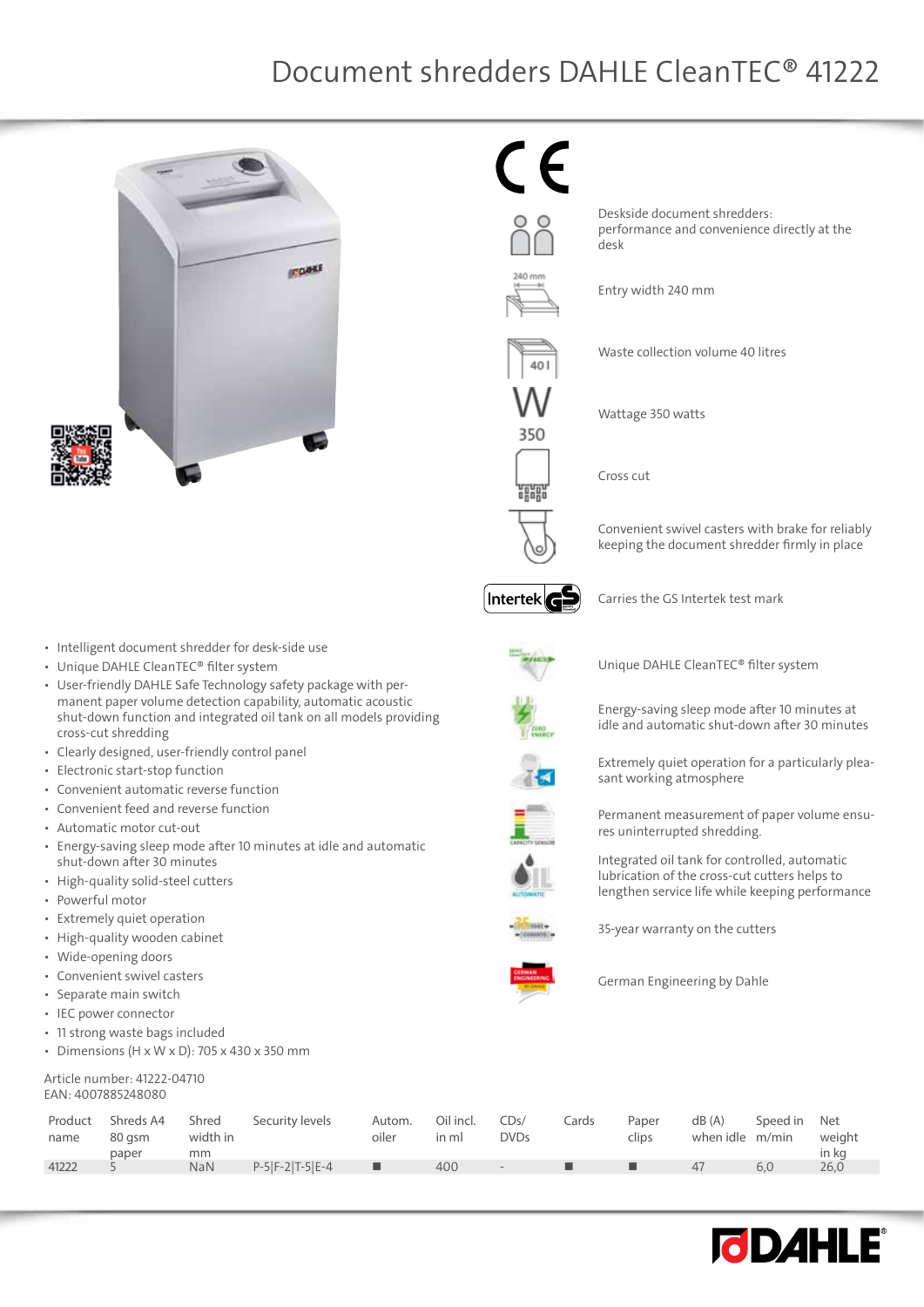# Document shredders DAHLE CleanTEC® 41222

Deskside document shredders: performance and convenience directly at the desk

Entry width 240 mm

Waste collection volume 40 litres

Wattage 350 watts

Cross cut

Convenient swivel casters with brake for reliably keeping the document shredder firmly in place

Carries the GS Intertek test mark

Unique DAHLE CleanTEC® filter system

Energy-saving sleep mode after 10 minutes at idle and automatic shut-down after 30 minutes

Extremely quiet operation for a particularly pleasant working atmosphere

Permanent measurement of paper volume ensures uninterrupted shredding.

Integrated oil tank for controlled, automatic lubrication of the cross-cut cutters helps to lengthen service life while keeping performance

35-year warranty on the cutters

German Engineering by Dahle

- Intelligent document shredder for desk-side use
- Unique DAHLE CleanTEC® filter system
- User-friendly DAHLE Safe Technology safety package with permanent paper volume detection capability, automatic acoustic shut-down function and integrated oil tank on all models providing cross-cut shredding
- Clearly designed, user-friendly control panel
- Electronic start-stop function
- Convenient automatic reverse function
- Convenient feed and reverse function
- Automatic motor cut-out
- Energy-saving sleep mode after 10 minutes at idle and automatic shut-down after 30 minutes
- High-quality solid-steel cutters
- Powerful motor
- Extremely quiet operation
- High-quality wooden cabinet
- Wide-opening doors
- Convenient swivel casters
- Separate main switch
- IEC power connector
- 11 strong waste bags included
- Dimensions (H x W x D): 705 x 430 x 350 mm

Article number: 41222-04710
EAN: 4007885248080

| Product name | Shreds A4 80 gsm paper | Shred width in mm | Security levels | Autom. oiler | Oil incl. in ml | CDs/ DVDs | Cards | Paper clips | dB (A) when idle | Speed in m/min | Net weight in kg |
|---|---|---|---|---|---|---|---|---|---|---|---|
| 41222 | 5 | NaN | P-5\|F-2\|T-5\|E-4 | ■ | 400 | - | ■ | ■ | 47 | 6,0 | 26,0 |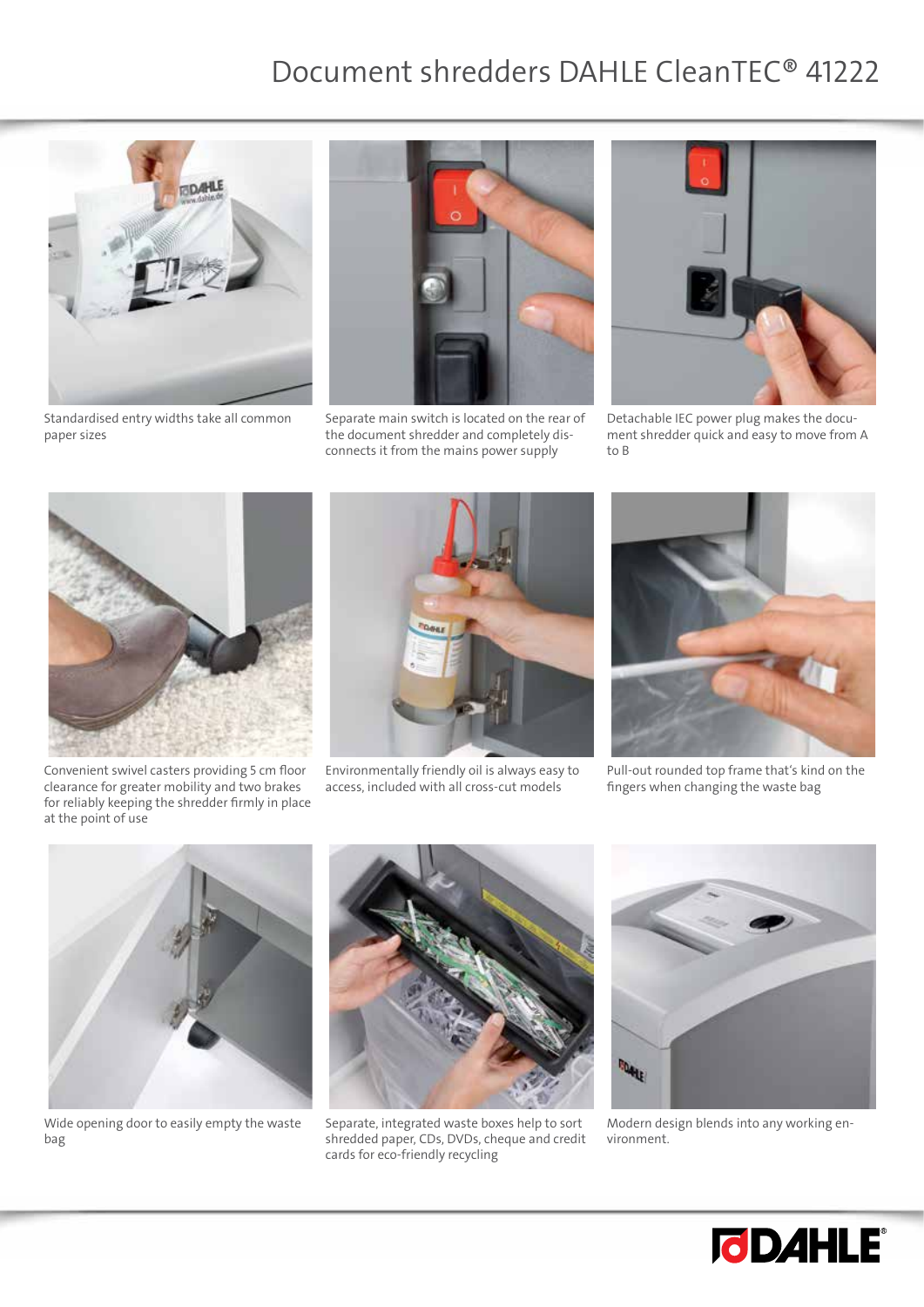# Document shredders DAHLE CleanTEC® 41222

Standardised entry widths take all common paper sizes

Separate main switch is located on the rear of the document shredder and completely disconnects it from the mains power supply

Detachable IEC power plug makes the document shredder quick and easy to move from A to B

Convenient swivel casters providing 5 cm floor clearance for greater mobility and two brakes for reliably keeping the shredder firmly in place at the point of use

Environmentally friendly oil is always easy to access, included with all cross-cut models

Pull-out rounded top frame that's kind on the fingers when changing the waste bag

Wide opening door to easily empty the waste bag

Separate, integrated waste boxes help to sort shredded paper, CDs, DVDs, cheque and credit cards for eco-friendly recycling

Modern design blends into any working environment.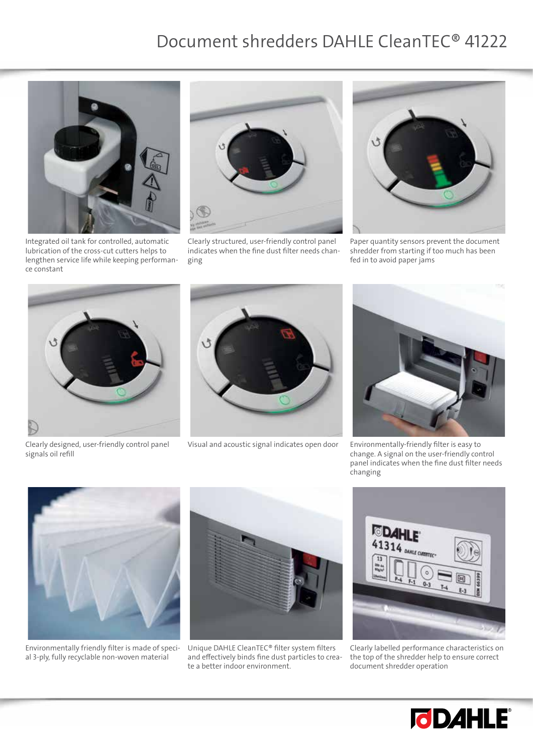# Document shredders DAHLE CleanTEC® 41222

Integrated oil tank for controlled, automatic lubrication of the cross-cut cutters helps to lengthen service life while keeping performance constant

Clearly structured, user-friendly control panel indicates when the fine dust filter needs changing

Paper quantity sensors prevent the document shredder from starting if too much has been fed in to avoid paper jams

Clearly designed, user-friendly control panel signals oil refill

Visual and acoustic signal indicates open door

Environmentally-friendly filter is easy to change. A signal on the user-friendly control panel indicates when the fine dust filter needs changing

Environmentally friendly filter is made of special 3-ply, fully recyclable non-woven material

Unique DAHLE CleanTEC® filter system filters and effectively binds fine dust particles to create a better indoor environment.

Clearly labelled performance characteristics on the top of the shredder help to ensure correct document shredder operation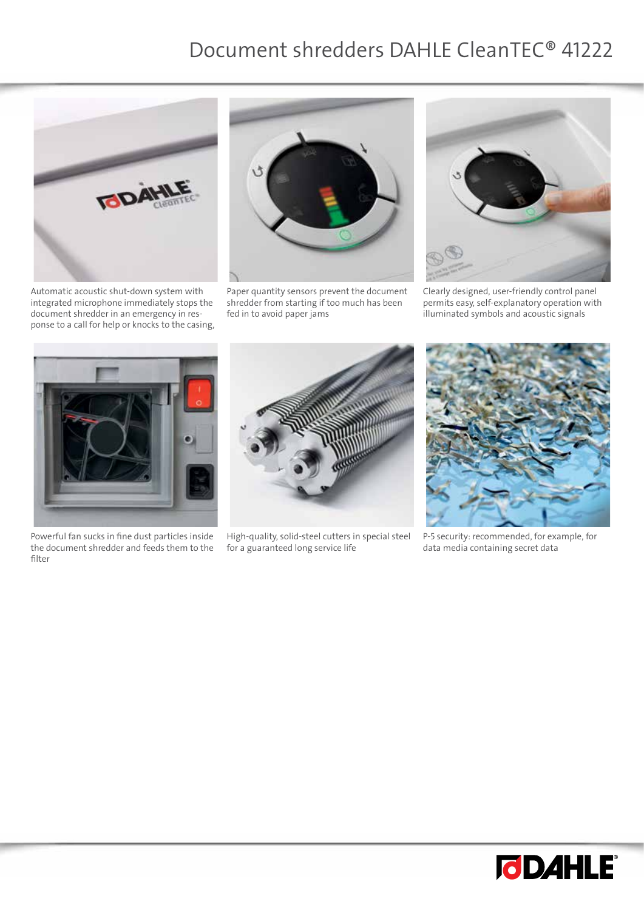# Document shredders DAHLE CleanTEC® 41222

Automatic acoustic shut-down system with integrated microphone immediately stops the document shredder in an emergency in response to a call for help or knocks to the casing,

Paper quantity sensors prevent the document shredder from starting if too much has been fed in to avoid paper jams

Clearly designed, user-friendly control panel permits easy, self-explanatory operation with illuminated symbols and acoustic signals

Powerful fan sucks in fine dust particles inside the document shredder and feeds them to the filter

High-quality, solid-steel cutters in special steel for a guaranteed long service life

P-5 security: recommended, for example, for data media containing secret data